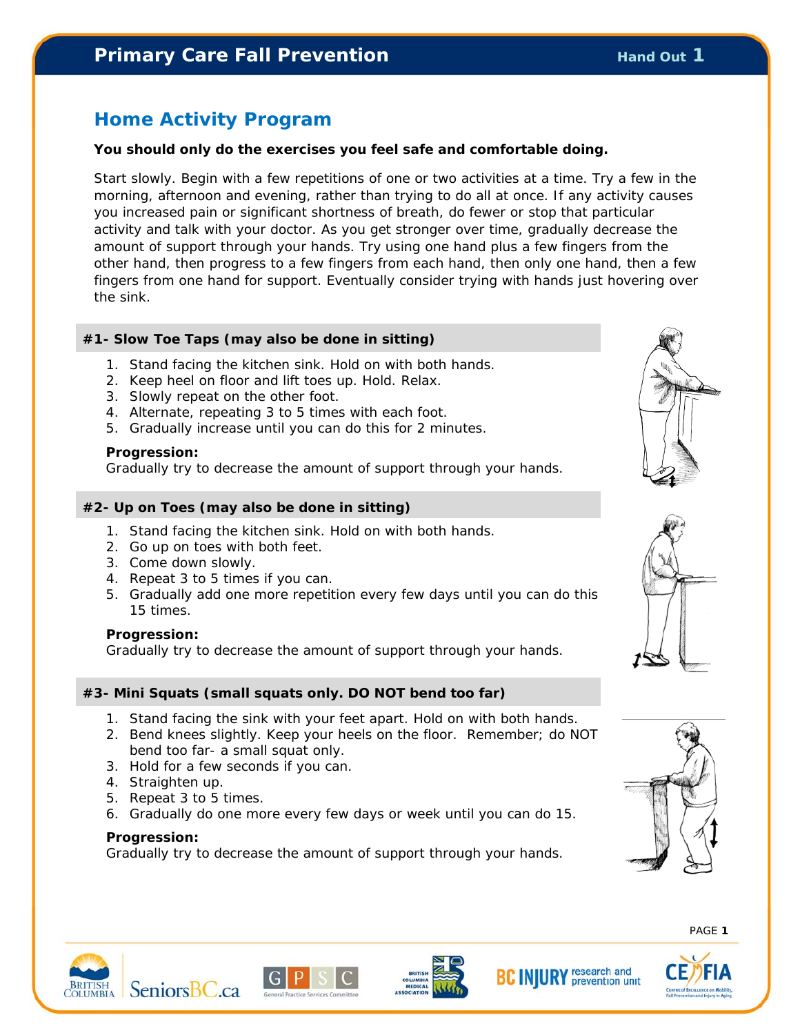# Primary Care Fall Prevention

Hand Out 1

## Home Activity Program

**You should only do the exercises you feel safe and comfortable doing.**

Start slowly. Begin with a few repetitions of one or two activities at a time. Try a few in the morning, afternoon and evening, rather than trying to do all at once. If any activity causes you increased pain or significant shortness of breath, do fewer or stop that particular activity and talk with your doctor. As you get stronger over time, gradually decrease the amount of support through your hands. Try using one hand plus a few fingers from the other hand, then progress to a few fingers from each hand, then only one hand, then a few fingers from one hand for support. Eventually consider trying with hands just hovering over the sink.

### #1- Slow Toe Taps (may also be done in sitting)

1. Stand facing the kitchen sink. Hold on with both hands.
2. Keep heel on floor and lift toes up. Hold. Relax.
3. Slowly repeat on the other foot.
4. Alternate, repeating 3 to 5 times with each foot.
5. Gradually increase until you can do this for 2 minutes.

**Progression:**
Gradually try to decrease the amount of support through your hands.

### #2- Up on Toes (may also be done in sitting)

1. Stand facing the kitchen sink. Hold on with both hands.
2. Go up on toes with both feet.
3. Come down slowly.
4. Repeat 3 to 5 times if you can.
5. Gradually add one more repetition every few days until you can do this 15 times.

**Progression:**
Gradually try to decrease the amount of support through your hands.

### #3- Mini Squats (small squats only. DO NOT bend too far)

1. Stand facing the sink with your feet apart. Hold on with both hands.
2. Bend knees slightly. Keep your heels on the floor. Remember; do NOT bend too far- a small squat only.
3. Hold for a few seconds if you can.
4. Straighten up.
5. Repeat 3 to 5 times.
6. Gradually do one more every few days or week until you can do 15.

**Progression:**
Gradually try to decrease the amount of support through your hands.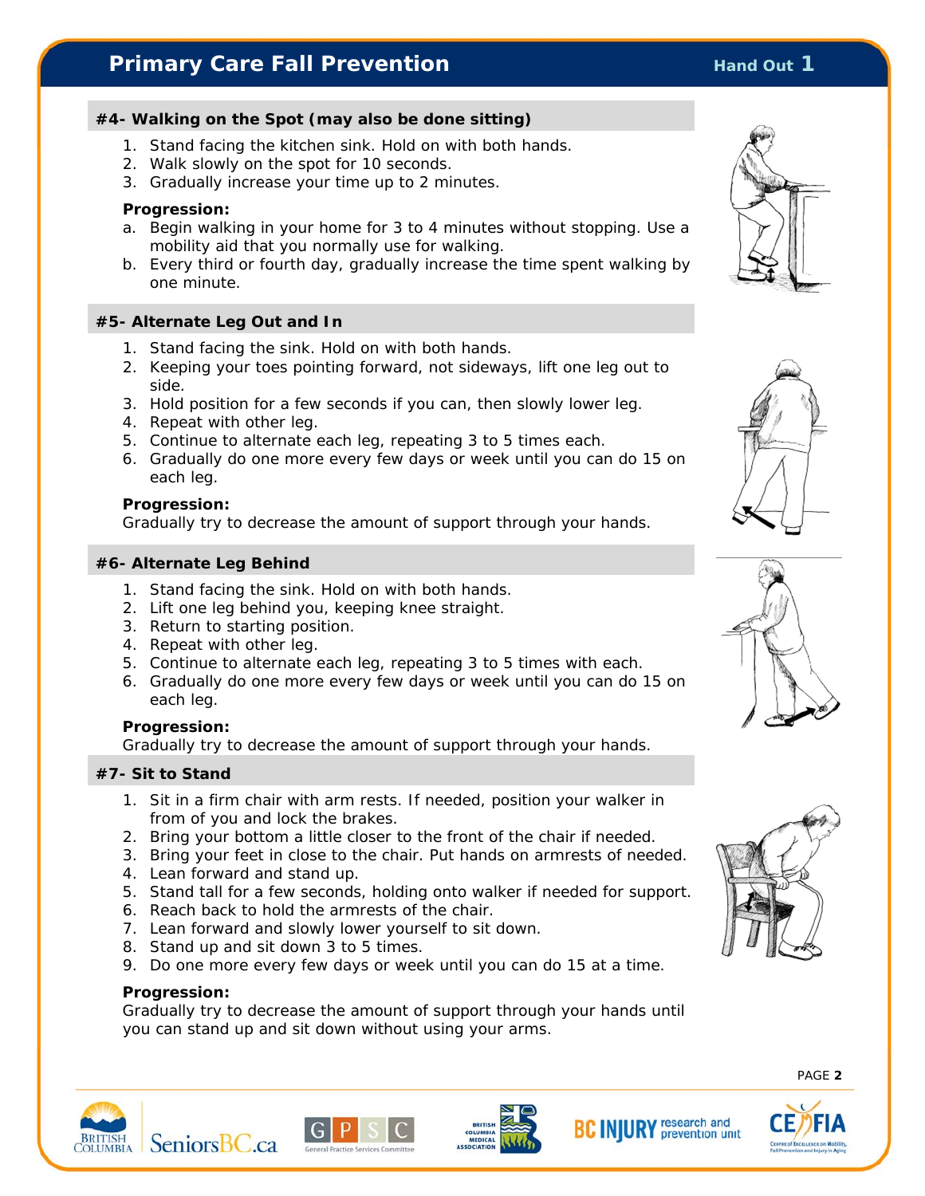## #4- Walking on the Spot (may also be done sitting)

1. Stand facing the kitchen sink. Hold on with both hands.
2. Walk slowly on the spot for 10 seconds.
3. Gradually increase your time up to 2 minutes.

**Progression:**

a. Begin walking in your home for 3 to 4 minutes without stopping. Use a mobility aid that you normally use for walking.
b. Every third or fourth day, gradually increase the time spent walking by one minute.

## #5- Alternate Leg Out and In

1. Stand facing the sink. Hold on with both hands.
2. Keeping your toes pointing forward, not sideways, lift one leg out to side.
3. Hold position for a few seconds if you can, then slowly lower leg.
4. Repeat with other leg.
5. Continue to alternate each leg, repeating 3 to 5 times each.
6. Gradually do one more every few days or week until you can do 15 on each leg.

**Progression:**

Gradually try to decrease the amount of support through your hands.

## #6- Alternate Leg Behind

1. Stand facing the sink. Hold on with both hands.
2. Lift one leg behind you, keeping knee straight.
3. Return to starting position.
4. Repeat with other leg.
5. Continue to alternate each leg, repeating 3 to 5 times with each.
6. Gradually do one more every few days or week until you can do 15 on each leg.

**Progression:**

Gradually try to decrease the amount of support through your hands.

## #7- Sit to Stand

1. Sit in a firm chair with arm rests. If needed, position your walker in from of you and lock the brakes.
2. Bring your bottom a little closer to the front of the chair if needed.
3. Bring your feet in close to the chair. Put hands on armrests of needed.
4. Lean forward and stand up.
5. Stand tall for a few seconds, holding onto walker if needed for support.
6. Reach back to hold the armrests of the chair.
7. Lean forward and slowly lower yourself to sit down.
8. Stand up and sit down 3 to 5 times.
9. Do one more every few days or week until you can do 15 at a time.

**Progression:**

Gradually try to decrease the amount of support through your hands until you can stand up and sit down without using your arms.